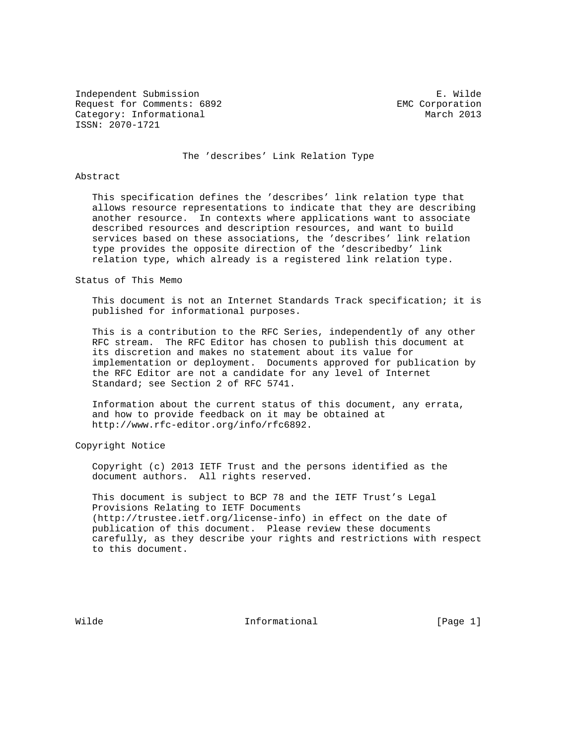Independent Submission E. Wilde
Request for Comments: 6892 EMC Corporation
Category: Informational March 2013
ISSN: 2070-1721

# The 'describes' Link Relation Type

## Abstract

This specification defines the 'describes' link relation type that allows resource representations to indicate that they are describing another resource. In contexts where applications want to associate described resources and description resources, and want to build services based on these associations, the 'describes' link relation type provides the opposite direction of the 'describedby' link relation type, which already is a registered link relation type.

## Status of This Memo

This document is not an Internet Standards Track specification; it is published for informational purposes.

This is a contribution to the RFC Series, independently of any other RFC stream. The RFC Editor has chosen to publish this document at its discretion and makes no statement about its value for implementation or deployment. Documents approved for publication by the RFC Editor are not a candidate for any level of Internet Standard; see Section 2 of RFC 5741.

Information about the current status of this document, any errata, and how to provide feedback on it may be obtained at http://www.rfc-editor.org/info/rfc6892.

## Copyright Notice

Copyright (c) 2013 IETF Trust and the persons identified as the document authors. All rights reserved.

This document is subject to BCP 78 and the IETF Trust's Legal Provisions Relating to IETF Documents (http://trustee.ietf.org/license-info) in effect on the date of publication of this document. Please review these documents carefully, as they describe your rights and restrictions with respect to this document.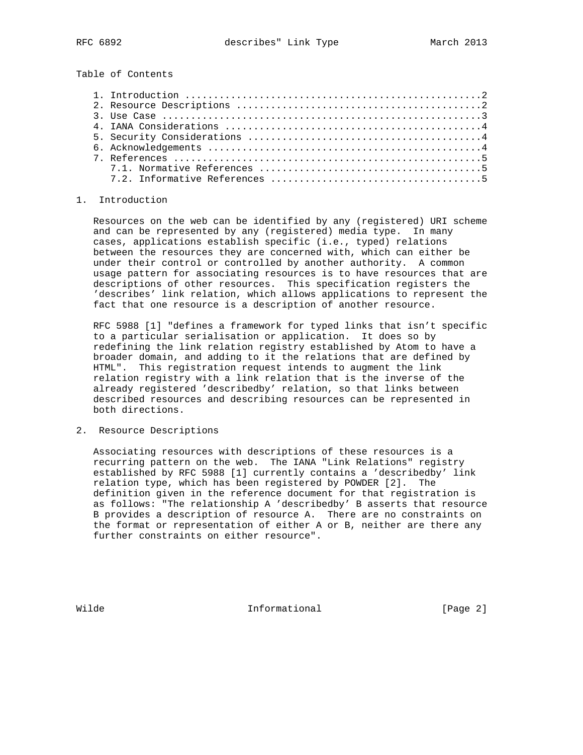Table of Contents

1. Introduction ....................................................2
2. Resource Descriptions ...........................................2
3. Use Case ........................................................3
4. IANA Considerations .............................................4
5. Security Considerations .........................................4
6. Acknowledgements ................................................4
7. References ......................................................5
   7.1. Normative References .......................................5
   7.2. Informative References .....................................5

# 1. Introduction

Resources on the web can be identified by any (registered) URI scheme and can be represented by any (registered) media type. In many cases, applications establish specific (i.e., typed) relations between the resources they are concerned with, which can either be under their control or controlled by another authority. A common usage pattern for associating resources is to have resources that are descriptions of other resources. This specification registers the 'describes' link relation, which allows applications to represent the fact that one resource is a description of another resource.

RFC 5988 [1] "defines a framework for typed links that isn't specific to a particular serialisation or application. It does so by redefining the link relation registry established by Atom to have a broader domain, and adding to it the relations that are defined by HTML". This registration request intends to augment the link relation registry with a link relation that is the inverse of the already registered 'describedby' relation, so that links between described resources and describing resources can be represented in both directions.

# 2. Resource Descriptions

Associating resources with descriptions of these resources is a recurring pattern on the web. The IANA "Link Relations" registry established by RFC 5988 [1] currently contains a 'describedby' link relation type, which has been registered by POWDER [2]. The definition given in the reference document for that registration is as follows: "The relationship A 'describedby' B asserts that resource B provides a description of resource A. There are no constraints on the format or representation of either A or B, neither are there any further constraints on either resource".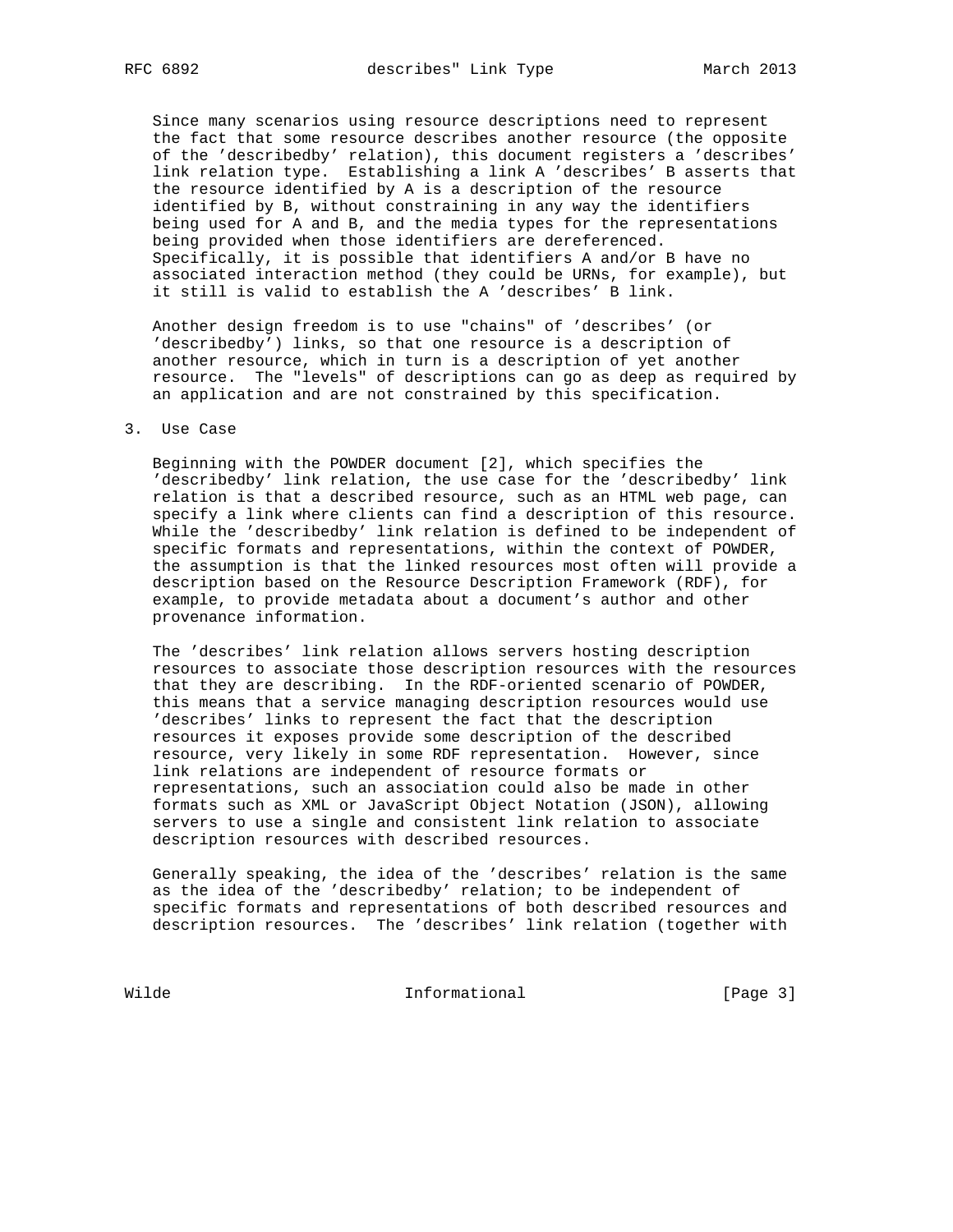Since many scenarios using resource descriptions need to represent the fact that some resource describes another resource (the opposite of the 'describedby' relation), this document registers a 'describes' link relation type. Establishing a link A 'describes' B asserts that the resource identified by A is a description of the resource identified by B, without constraining in any way the identifiers being used for A and B, and the media types for the representations being provided when those identifiers are dereferenced. Specifically, it is possible that identifiers A and/or B have no associated interaction method (they could be URNs, for example), but it still is valid to establish the A 'describes' B link.

Another design freedom is to use "chains" of 'describes' (or 'describedby') links, so that one resource is a description of another resource, which in turn is a description of yet another resource. The "levels" of descriptions can go as deep as required by an application and are not constrained by this specification.

## 3. Use Case

Beginning with the POWDER document [2], which specifies the 'describedby' link relation, the use case for the 'describedby' link relation is that a described resource, such as an HTML web page, can specify a link where clients can find a description of this resource. While the 'describedby' link relation is defined to be independent of specific formats and representations, within the context of POWDER, the assumption is that the linked resources most often will provide a description based on the Resource Description Framework (RDF), for example, to provide metadata about a document's author and other provenance information.

The 'describes' link relation allows servers hosting description resources to associate those description resources with the resources that they are describing. In the RDF-oriented scenario of POWDER, this means that a service managing description resources would use 'describes' links to represent the fact that the description resources it exposes provide some description of the described resource, very likely in some RDF representation. However, since link relations are independent of resource formats or representations, such an association could also be made in other formats such as XML or JavaScript Object Notation (JSON), allowing servers to use a single and consistent link relation to associate description resources with described resources.

Generally speaking, the idea of the 'describes' relation is the same as the idea of the 'describedby' relation; to be independent of specific formats and representations of both described resources and description resources. The 'describes' link relation (together with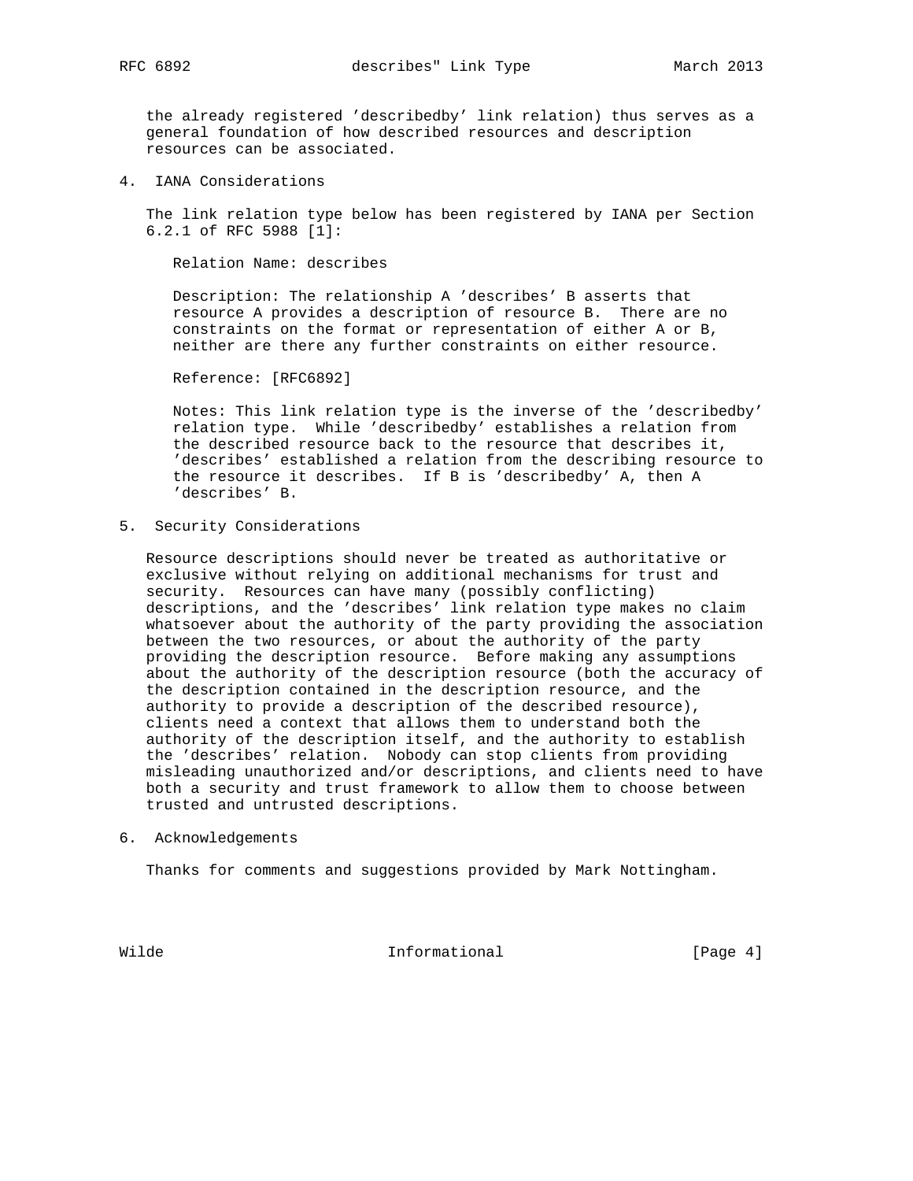the already registered 'describedby' link relation) thus serves as a general foundation of how described resources and description resources can be associated.

## 4. IANA Considerations

The link relation type below has been registered by IANA per Section 6.2.1 of RFC 5988 [1]:

Relation Name: describes

Description: The relationship A 'describes' B asserts that resource A provides a description of resource B. There are no constraints on the format or representation of either A or B, neither are there any further constraints on either resource.

Reference: [RFC6892]

Notes: This link relation type is the inverse of the 'describedby' relation type. While 'describedby' establishes a relation from the described resource back to the resource that describes it, 'describes' established a relation from the describing resource to the resource it describes. If B is 'describedby' A, then A 'describes' B.

## 5. Security Considerations

Resource descriptions should never be treated as authoritative or exclusive without relying on additional mechanisms for trust and security. Resources can have many (possibly conflicting) descriptions, and the 'describes' link relation type makes no claim whatsoever about the authority of the party providing the association between the two resources, or about the authority of the party providing the description resource. Before making any assumptions about the authority of the description resource (both the accuracy of the description contained in the description resource, and the authority to provide a description of the described resource), clients need a context that allows them to understand both the authority of the description itself, and the authority to establish the 'describes' relation. Nobody can stop clients from providing misleading unauthorized and/or descriptions, and clients need to have both a security and trust framework to allow them to choose between trusted and untrusted descriptions.

## 6. Acknowledgements

Thanks for comments and suggestions provided by Mark Nottingham.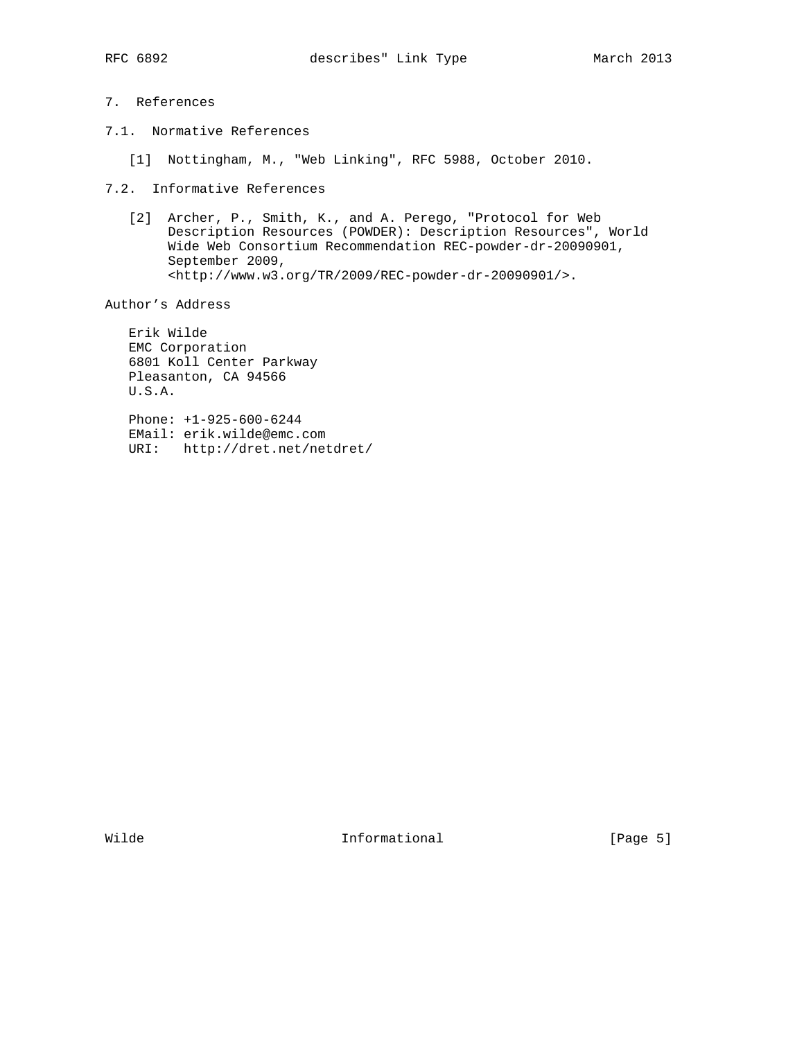## 7. References

### 7.1. Normative References

[1] Nottingham, M., "Web Linking", RFC 5988, October 2010.

### 7.2. Informative References

[2] Archer, P., Smith, K., and A. Perego, "Protocol for Web Description Resources (POWDER): Description Resources", World Wide Web Consortium Recommendation REC-powder-dr-20090901, September 2009, <http://www.w3.org/TR/2009/REC-powder-dr-20090901/>.

## Author's Address

Erik Wilde
EMC Corporation
6801 Koll Center Parkway
Pleasanton, CA 94566
U.S.A.

Phone: +1-925-600-6244
EMail: erik.wilde@emc.com
URI: http://dret.net/netdret/